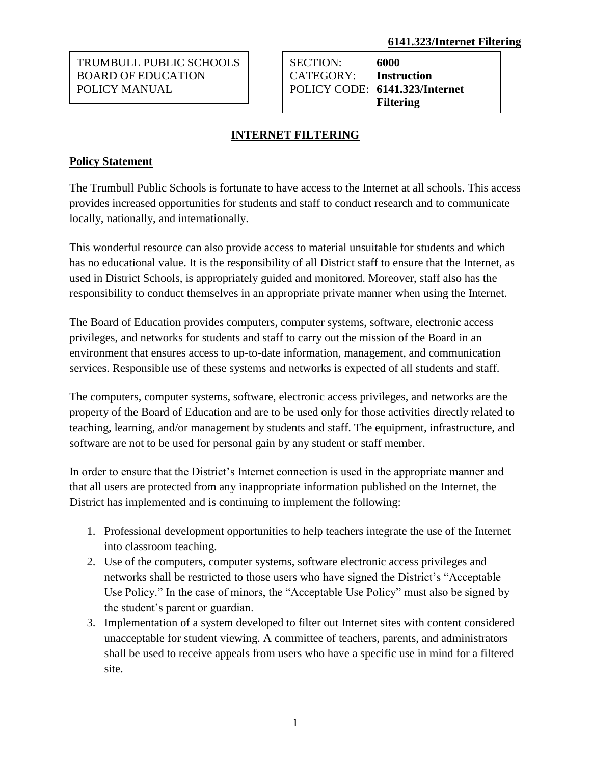TRUMBULL PUBLIC SCHOOLS
BOARD OF EDUCATION
POLICY MANUAL

SECTION: **6000**
CATEGORY: **Instruction**
POLICY CODE: **6141.323/Internet Filtering**

# INTERNET FILTERING

## Policy Statement

The Trumbull Public Schools is fortunate to have access to the Internet at all schools. This access provides increased opportunities for students and staff to conduct research and to communicate locally, nationally, and internationally.

This wonderful resource can also provide access to material unsuitable for students and which has no educational value. It is the responsibility of all District staff to ensure that the Internet, as used in District Schools, is appropriately guided and monitored. Moreover, staff also has the responsibility to conduct themselves in an appropriate private manner when using the Internet.

The Board of Education provides computers, computer systems, software, electronic access privileges, and networks for students and staff to carry out the mission of the Board in an environment that ensures access to up-to-date information, management, and communication services. Responsible use of these systems and networks is expected of all students and staff.

The computers, computer systems, software, electronic access privileges, and networks are the property of the Board of Education and are to be used only for those activities directly related to teaching, learning, and/or management by students and staff. The equipment, infrastructure, and software are not to be used for personal gain by any student or staff member.

In order to ensure that the District's Internet connection is used in the appropriate manner and that all users are protected from any inappropriate information published on the Internet, the District has implemented and is continuing to implement the following:

1. Professional development opportunities to help teachers integrate the use of the Internet into classroom teaching.
2. Use of the computers, computer systems, software electronic access privileges and networks shall be restricted to those users who have signed the District's "Acceptable Use Policy." In the case of minors, the "Acceptable Use Policy" must also be signed by the student's parent or guardian.
3. Implementation of a system developed to filter out Internet sites with content considered unacceptable for student viewing. A committee of teachers, parents, and administrators shall be used to receive appeals from users who have a specific use in mind for a filtered site.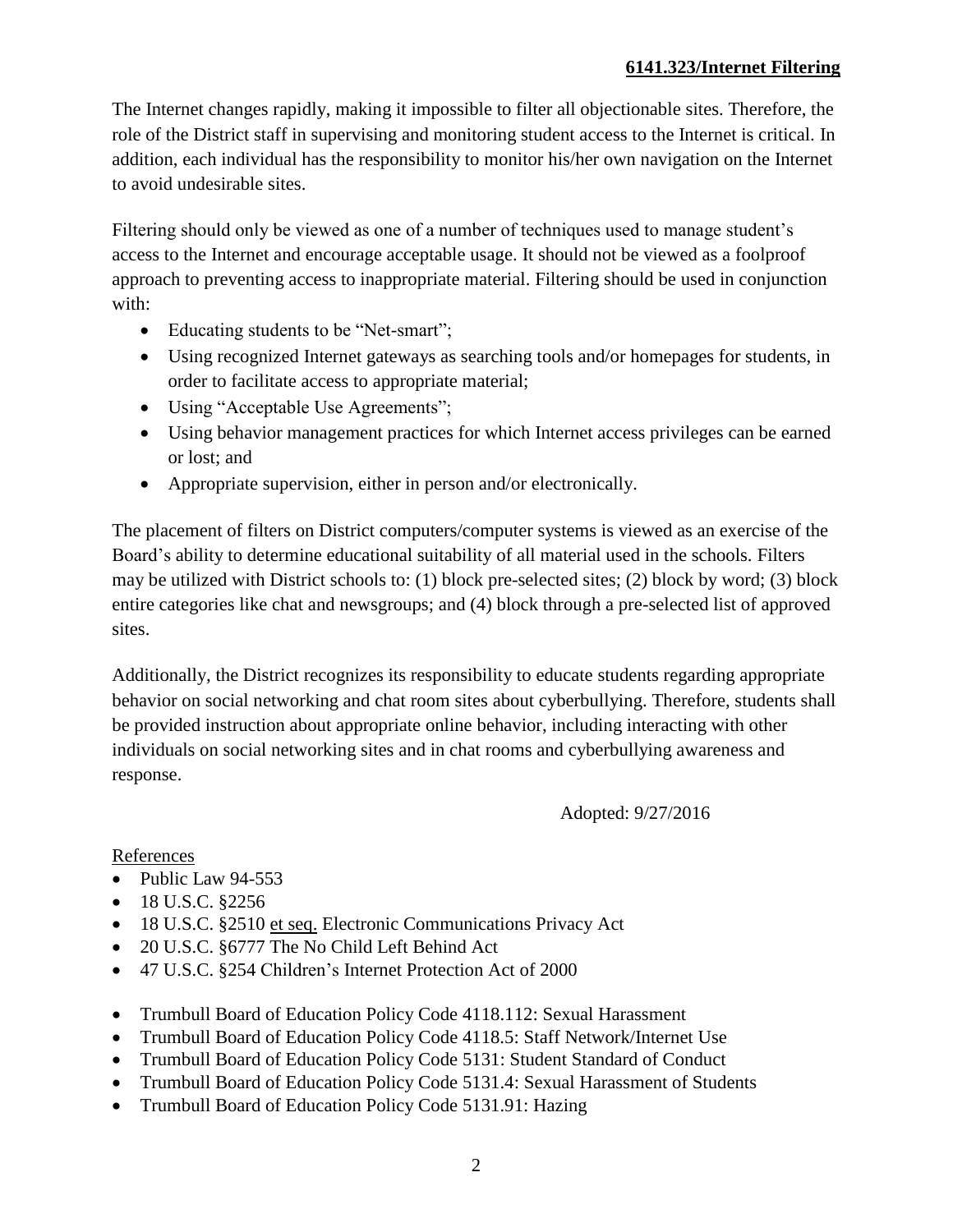The Internet changes rapidly, making it impossible to filter all objectionable sites. Therefore, the role of the District staff in supervising and monitoring student access to the Internet is critical. In addition, each individual has the responsibility to monitor his/her own navigation on the Internet to avoid undesirable sites.

Filtering should only be viewed as one of a number of techniques used to manage student's access to the Internet and encourage acceptable usage. It should not be viewed as a foolproof approach to preventing access to inappropriate material. Filtering should be used in conjunction with:

- Educating students to be "Net-smart";
- Using recognized Internet gateways as searching tools and/or homepages for students, in order to facilitate access to appropriate material;
- Using "Acceptable Use Agreements";
- Using behavior management practices for which Internet access privileges can be earned or lost; and
- Appropriate supervision, either in person and/or electronically.

The placement of filters on District computers/computer systems is viewed as an exercise of the Board's ability to determine educational suitability of all material used in the schools. Filters may be utilized with District schools to: (1) block pre-selected sites; (2) block by word; (3) block entire categories like chat and newsgroups; and (4) block through a pre-selected list of approved sites.

Additionally, the District recognizes its responsibility to educate students regarding appropriate behavior on social networking and chat room sites about cyberbullying. Therefore, students shall be provided instruction about appropriate online behavior, including interacting with other individuals on social networking sites and in chat rooms and cyberbullying awareness and response.

Adopted: 9/27/2016

References

- Public Law 94-553
- 18 U.S.C. §2256
- 18 U.S.C. §2510 et seq. Electronic Communications Privacy Act
- 20 U.S.C. §6777 The No Child Left Behind Act
- 47 U.S.C. §254 Children's Internet Protection Act of 2000

- Trumbull Board of Education Policy Code 4118.112: Sexual Harassment
- Trumbull Board of Education Policy Code 4118.5: Staff Network/Internet Use
- Trumbull Board of Education Policy Code 5131: Student Standard of Conduct
- Trumbull Board of Education Policy Code 5131.4: Sexual Harassment of Students
- Trumbull Board of Education Policy Code 5131.91: Hazing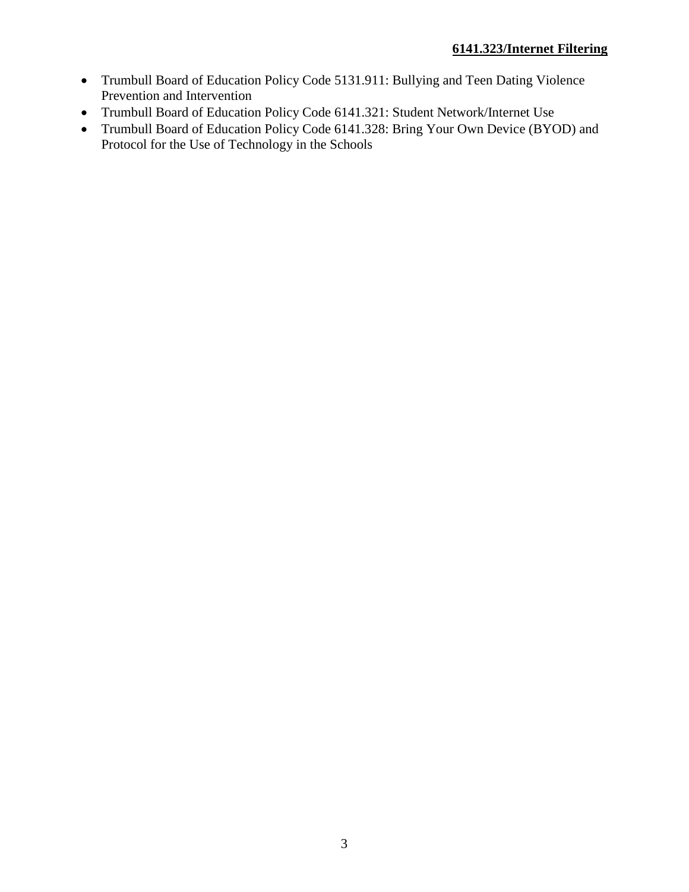- Trumbull Board of Education Policy Code 5131.911: Bullying and Teen Dating Violence Prevention and Intervention
- Trumbull Board of Education Policy Code 6141.321: Student Network/Internet Use
- Trumbull Board of Education Policy Code 6141.328: Bring Your Own Device (BYOD) and Protocol for the Use of Technology in the Schools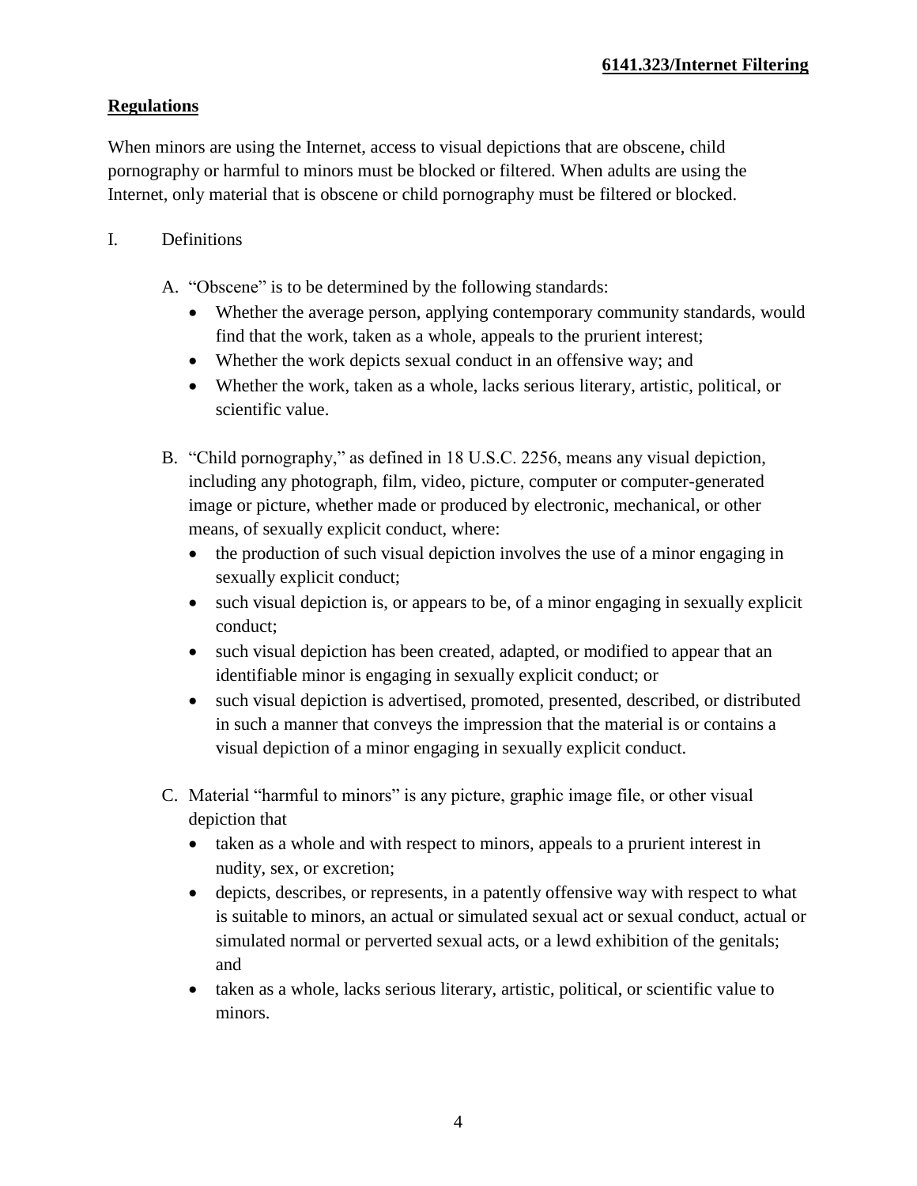## Regulations

When minors are using the Internet, access to visual depictions that are obscene, child pornography or harmful to minors must be blocked or filtered. When adults are using the Internet, only material that is obscene or child pornography must be filtered or blocked.

I. Definitions

A. "Obscene" is to be determined by the following standards:
   - Whether the average person, applying contemporary community standards, would find that the work, taken as a whole, appeals to the prurient interest;
   - Whether the work depicts sexual conduct in an offensive way; and
   - Whether the work, taken as a whole, lacks serious literary, artistic, political, or scientific value.

B. "Child pornography," as defined in 18 U.S.C. 2256, means any visual depiction, including any photograph, film, video, picture, computer or computer-generated image or picture, whether made or produced by electronic, mechanical, or other means, of sexually explicit conduct, where:
   - the production of such visual depiction involves the use of a minor engaging in sexually explicit conduct;
   - such visual depiction is, or appears to be, of a minor engaging in sexually explicit conduct;
   - such visual depiction has been created, adapted, or modified to appear that an identifiable minor is engaging in sexually explicit conduct; or
   - such visual depiction is advertised, promoted, presented, described, or distributed in such a manner that conveys the impression that the material is or contains a visual depiction of a minor engaging in sexually explicit conduct.

C. Material "harmful to minors" is any picture, graphic image file, or other visual depiction that
   - taken as a whole and with respect to minors, appeals to a prurient interest in nudity, sex, or excretion;
   - depicts, describes, or represents, in a patently offensive way with respect to what is suitable to minors, an actual or simulated sexual act or sexual conduct, actual or simulated normal or perverted sexual acts, or a lewd exhibition of the genitals; and
   - taken as a whole, lacks serious literary, artistic, political, or scientific value to minors.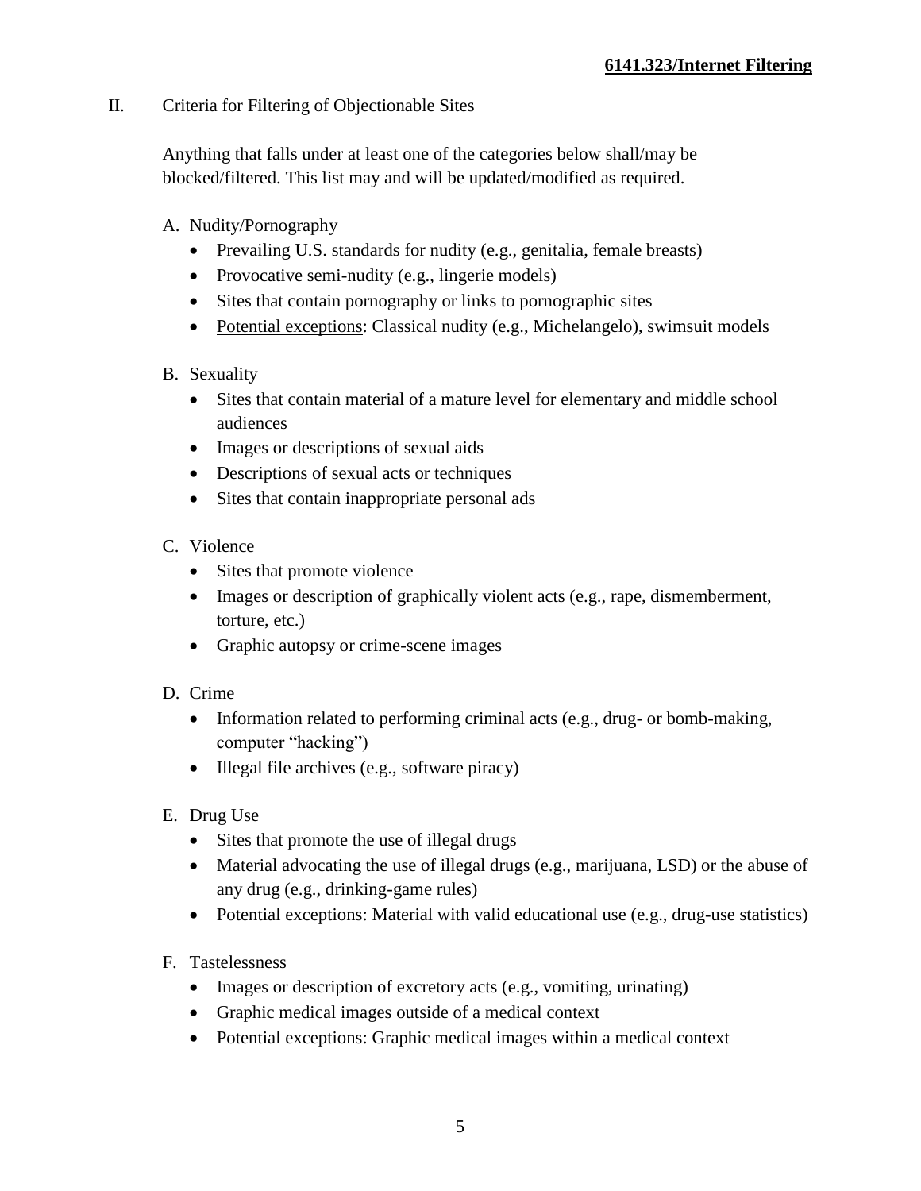II. Criteria for Filtering of Objectionable Sites

Anything that falls under at least one of the categories below shall/may be blocked/filtered. This list may and will be updated/modified as required.

A. Nudity/Pornography
   - Prevailing U.S. standards for nudity (e.g., genitalia, female breasts)
   - Provocative semi-nudity (e.g., lingerie models)
   - Sites that contain pornography or links to pornographic sites
   - Potential exceptions: Classical nudity (e.g., Michelangelo), swimsuit models

B. Sexuality
   - Sites that contain material of a mature level for elementary and middle school audiences
   - Images or descriptions of sexual aids
   - Descriptions of sexual acts or techniques
   - Sites that contain inappropriate personal ads

C. Violence
   - Sites that promote violence
   - Images or description of graphically violent acts (e.g., rape, dismemberment, torture, etc.)
   - Graphic autopsy or crime-scene images

D. Crime
   - Information related to performing criminal acts (e.g., drug- or bomb-making, computer "hacking")
   - Illegal file archives (e.g., software piracy)

E. Drug Use
   - Sites that promote the use of illegal drugs
   - Material advocating the use of illegal drugs (e.g., marijuana, LSD) or the abuse of any drug (e.g., drinking-game rules)
   - Potential exceptions: Material with valid educational use (e.g., drug-use statistics)

F. Tastelessness
   - Images or description of excretory acts (e.g., vomiting, urinating)
   - Graphic medical images outside of a medical context
   - Potential exceptions: Graphic medical images within a medical context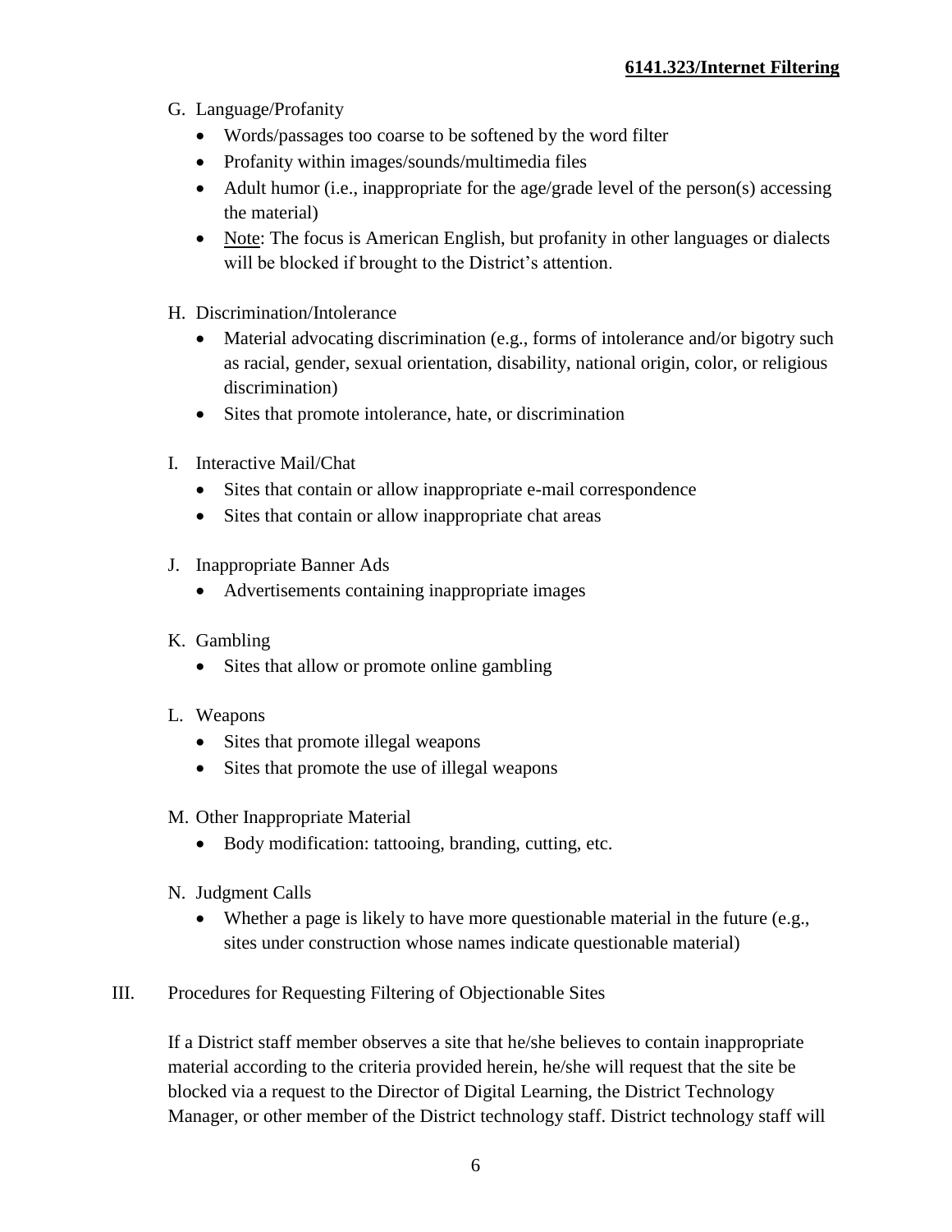G. Language/Profanity

- Words/passages too coarse to be softened by the word filter
- Profanity within images/sounds/multimedia files
- Adult humor (i.e., inappropriate for the age/grade level of the person(s) accessing the material)
- Note: The focus is American English, but profanity in other languages or dialects will be blocked if brought to the District's attention.

H. Discrimination/Intolerance

- Material advocating discrimination (e.g., forms of intolerance and/or bigotry such as racial, gender, sexual orientation, disability, national origin, color, or religious discrimination)
- Sites that promote intolerance, hate, or discrimination

I. Interactive Mail/Chat

- Sites that contain or allow inappropriate e-mail correspondence
- Sites that contain or allow inappropriate chat areas

J. Inappropriate Banner Ads

- Advertisements containing inappropriate images

K. Gambling

- Sites that allow or promote online gambling

L. Weapons

- Sites that promote illegal weapons
- Sites that promote the use of illegal weapons

M. Other Inappropriate Material

- Body modification: tattooing, branding, cutting, etc.

N. Judgment Calls

- Whether a page is likely to have more questionable material in the future (e.g., sites under construction whose names indicate questionable material)

III. Procedures for Requesting Filtering of Objectionable Sites

If a District staff member observes a site that he/she believes to contain inappropriate material according to the criteria provided herein, he/she will request that the site be blocked via a request to the Director of Digital Learning, the District Technology Manager, or other member of the District technology staff. District technology staff will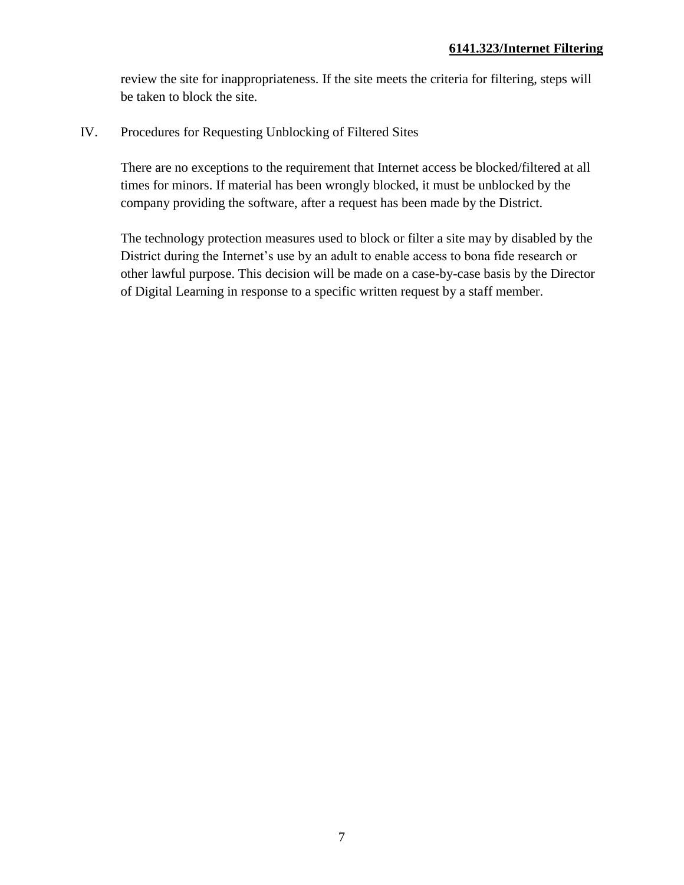review the site for inappropriateness. If the site meets the criteria for filtering, steps will be taken to block the site.

IV. Procedures for Requesting Unblocking of Filtered Sites

There are no exceptions to the requirement that Internet access be blocked/filtered at all times for minors. If material has been wrongly blocked, it must be unblocked by the company providing the software, after a request has been made by the District.

The technology protection measures used to block or filter a site may by disabled by the District during the Internet's use by an adult to enable access to bona fide research or other lawful purpose. This decision will be made on a case-by-case basis by the Director of Digital Learning in response to a specific written request by a staff member.